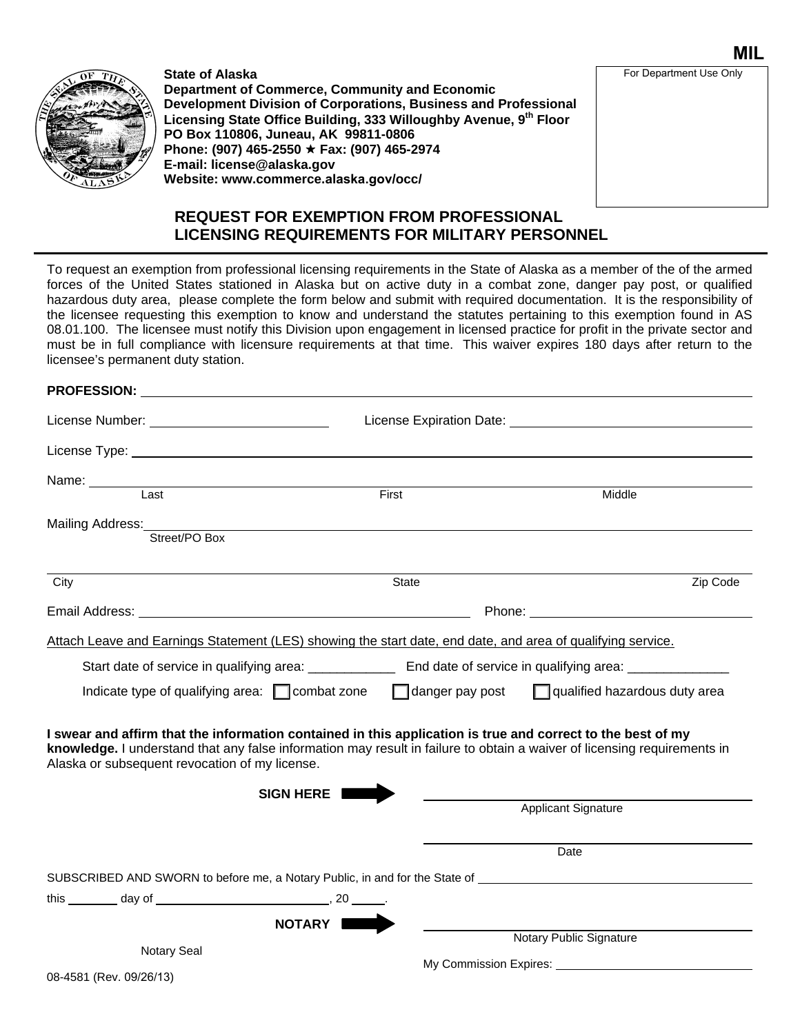MIL

**State of Alaska**
**Department of Commerce, Community and Economic Development Division of Corporations, Business and Professional Licensing State Office Building, 333 Willoughby Avenue, 9th Floor**
**PO Box 110806, Juneau, AK 99811-0806**
**Phone: (907) 465-2550 ★ Fax: (907) 465-2974**
**E-mail: license@alaska.gov**
**Website: www.commerce.alaska.gov/occ/**

For Department Use Only

## REQUEST FOR EXEMPTION FROM PROFESSIONAL LICENSING REQUIREMENTS FOR MILITARY PERSONNEL

To request an exemption from professional licensing requirements in the State of Alaska as a member of the of the armed forces of the United States stationed in Alaska but on active duty in a combat zone, danger pay post, or qualified hazardous duty area, please complete the form below and submit with required documentation. It is the responsibility of the licensee requesting this exemption to know and understand the statutes pertaining to this exemption found in AS 08.01.100. The licensee must notify this Division upon engagement in licensed practice for profit in the private sector and must be in full compliance with licensure requirements at that time. This waiver expires 180 days after return to the licensee's permanent duty station.

**PROFESSION:** ______________________________

License Number: ____________________ License Expiration Date: ____________________

License Type: ______________________________

Name: ______________________________
Last First Middle

Mailing Address: ______________________________
Street/PO Box

______________________________
City State Zip Code

Email Address: ____________________ Phone: ____________________

Attach Leave and Earnings Statement (LES) showing the start date, end date, and area of qualifying service.

Start date of service in qualifying area: ____________ End date of service in qualifying area: ______________

Indicate type of qualifying area: ☐ combat zone ☐ danger pay post ☐ qualified hazardous duty area

**I swear and affirm that the information contained in this application is true and correct to the best of my knowledge.** I understand that any false information may result in failure to obtain a waiver of licensing requirements in Alaska or subsequent revocation of my license.

**SIGN HERE** ➡ ______________________________
Applicant Signature

______________________________
Date

SUBSCRIBED AND SWORN to before me, a Notary Public, in and for the State of ______________________________

this ________ day of ________________________, 20 _____.

**NOTARY** ➡ ______________________________
Notary Public Signature

Notary Seal

My Commission Expires: ____________________

08-4581 (Rev. 09/26/13)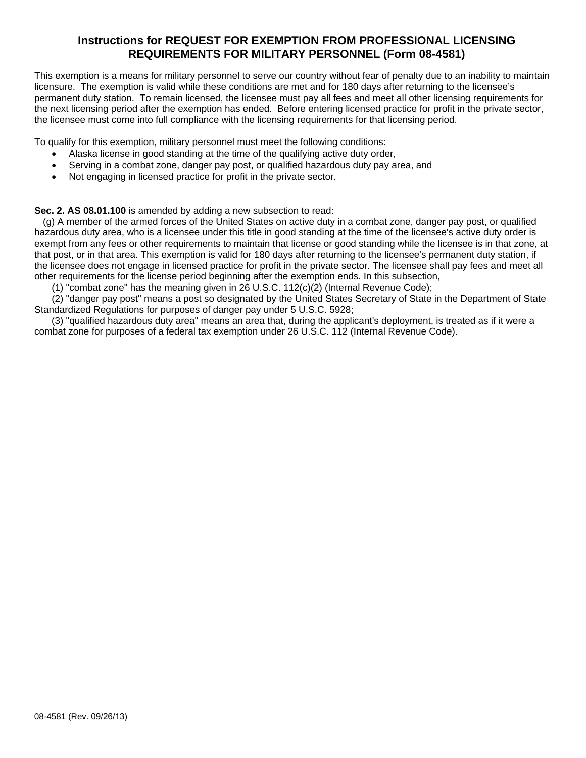## Instructions for REQUEST FOR EXEMPTION FROM PROFESSIONAL LICENSING REQUIREMENTS FOR MILITARY PERSONNEL (Form 08-4581)

This exemption is a means for military personnel to serve our country without fear of penalty due to an inability to maintain licensure. The exemption is valid while these conditions are met and for 180 days after returning to the licensee's permanent duty station. To remain licensed, the licensee must pay all fees and meet all other licensing requirements for the next licensing period after the exemption has ended. Before entering licensed practice for profit in the private sector, the licensee must come into full compliance with the licensing requirements for that licensing period.

To qualify for this exemption, military personnel must meet the following conditions:

- Alaska license in good standing at the time of the qualifying active duty order,
- Serving in a combat zone, danger pay post, or qualified hazardous duty pay area, and
- Not engaging in licensed practice for profit in the private sector.

**Sec. 2. AS 08.01.100** is amended by adding a new subsection to read:

(g) A member of the armed forces of the United States on active duty in a combat zone, danger pay post, or qualified hazardous duty area, who is a licensee under this title in good standing at the time of the licensee's active duty order is exempt from any fees or other requirements to maintain that license or good standing while the licensee is in that zone, at that post, or in that area. This exemption is valid for 180 days after returning to the licensee's permanent duty station, if the licensee does not engage in licensed practice for profit in the private sector. The licensee shall pay fees and meet all other requirements for the license period beginning after the exemption ends. In this subsection,

(1) "combat zone" has the meaning given in 26 U.S.C. 112(c)(2) (Internal Revenue Code);

(2) "danger pay post" means a post so designated by the United States Secretary of State in the Department of State Standardized Regulations for purposes of danger pay under 5 U.S.C. 5928;

(3) "qualified hazardous duty area" means an area that, during the applicant's deployment, is treated as if it were a combat zone for purposes of a federal tax exemption under 26 U.S.C. 112 (Internal Revenue Code).

08-4581 (Rev. 09/26/13)